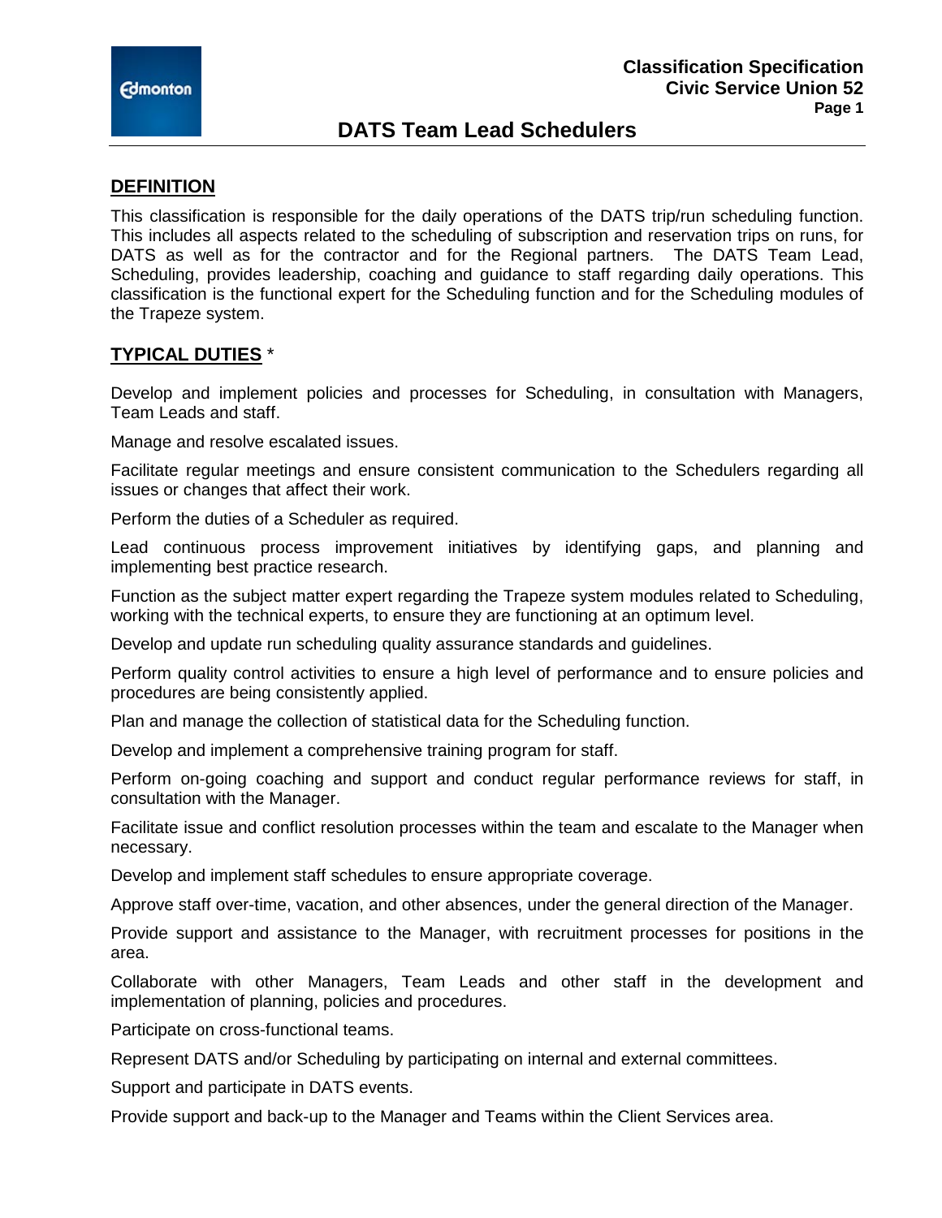# DATS Team Lead Schedulers

Classification Specification
Civic Service Union 52

## DEFINITION

This classification is responsible for the daily operations of the DATS trip/run scheduling function. This includes all aspects related to the scheduling of subscription and reservation trips on runs, for DATS as well as for the contractor and for the Regional partners. The DATS Team Lead, Scheduling, provides leadership, coaching and guidance to staff regarding daily operations. This classification is the functional expert for the Scheduling function and for the Scheduling modules of the Trapeze system.

## TYPICAL DUTIES *

Develop and implement policies and processes for Scheduling, in consultation with Managers, Team Leads and staff.

Manage and resolve escalated issues.

Facilitate regular meetings and ensure consistent communication to the Schedulers regarding all issues or changes that affect their work.

Perform the duties of a Scheduler as required.

Lead continuous process improvement initiatives by identifying gaps, and planning and implementing best practice research.

Function as the subject matter expert regarding the Trapeze system modules related to Scheduling, working with the technical experts, to ensure they are functioning at an optimum level.

Develop and update run scheduling quality assurance standards and guidelines.

Perform quality control activities to ensure a high level of performance and to ensure policies and procedures are being consistently applied.

Plan and manage the collection of statistical data for the Scheduling function.

Develop and implement a comprehensive training program for staff.

Perform on-going coaching and support and conduct regular performance reviews for staff, in consultation with the Manager.

Facilitate issue and conflict resolution processes within the team and escalate to the Manager when necessary.

Develop and implement staff schedules to ensure appropriate coverage.

Approve staff over-time, vacation, and other absences, under the general direction of the Manager.

Provide support and assistance to the Manager, with recruitment processes for positions in the area.

Collaborate with other Managers, Team Leads and other staff in the development and implementation of planning, policies and procedures.

Participate on cross-functional teams.

Represent DATS and/or Scheduling by participating on internal and external committees.

Support and participate in DATS events.

Provide support and back-up to the Manager and Teams within the Client Services area.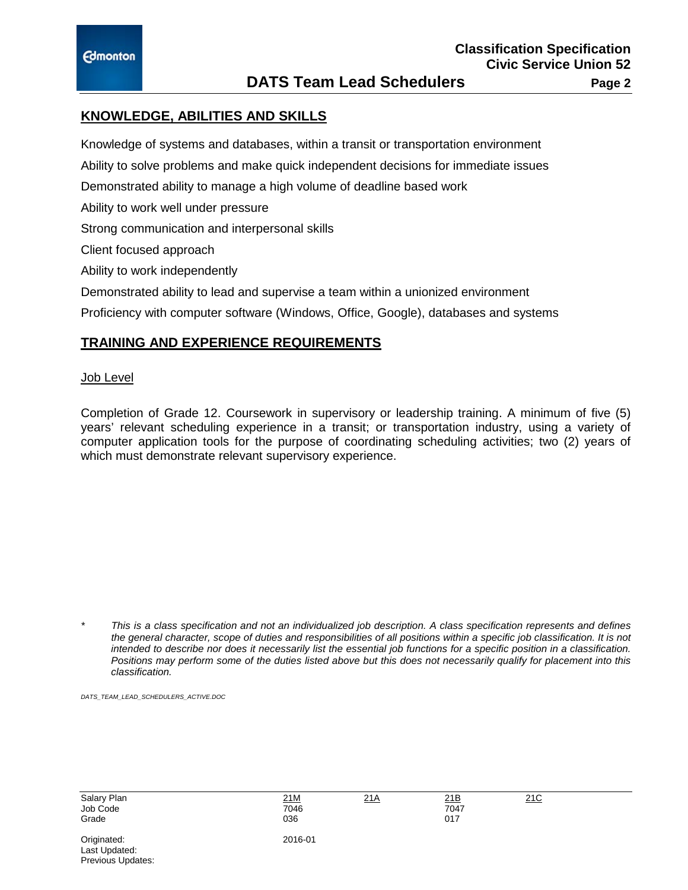## KNOWLEDGE, ABILITIES AND SKILLS

Knowledge of systems and databases, within a transit or transportation environment

Ability to solve problems and make quick independent decisions for immediate issues

Demonstrated ability to manage a high volume of deadline based work

Ability to work well under pressure

Strong communication and interpersonal skills

Client focused approach

Ability to work independently

Demonstrated ability to lead and supervise a team within a unionized environment

Proficiency with computer software (Windows, Office, Google), databases and systems

## TRAINING AND EXPERIENCE REQUIREMENTS

Job Level

Completion of Grade 12. Coursework in supervisory or leadership training. A minimum of five (5) years' relevant scheduling experience in a transit; or transportation industry, using a variety of computer application tools for the purpose of coordinating scheduling activities; two (2) years of which must demonstrate relevant supervisory experience.

\* *This is a class specification and not an individualized job description. A class specification represents and defines the general character, scope of duties and responsibilities of all positions within a specific job classification. It is not intended to describe nor does it necessarily list the essential job functions for a specific position in a classification. Positions may perform some of the duties listed above but this does not necessarily qualify for placement into this classification.*

*DATS_TEAM_LEAD_SCHEDULERS_ACTIVE.DOC*

| | | | | |
|---|---|---|---|---|
| Salary Plan | 21M | 21A | 21B | 21C |
| Job Code | 7046 | | 7047 | |
| Grade | 036 | | 017 | |

Originated: 2016-01
Last Updated:
Previous Updates: